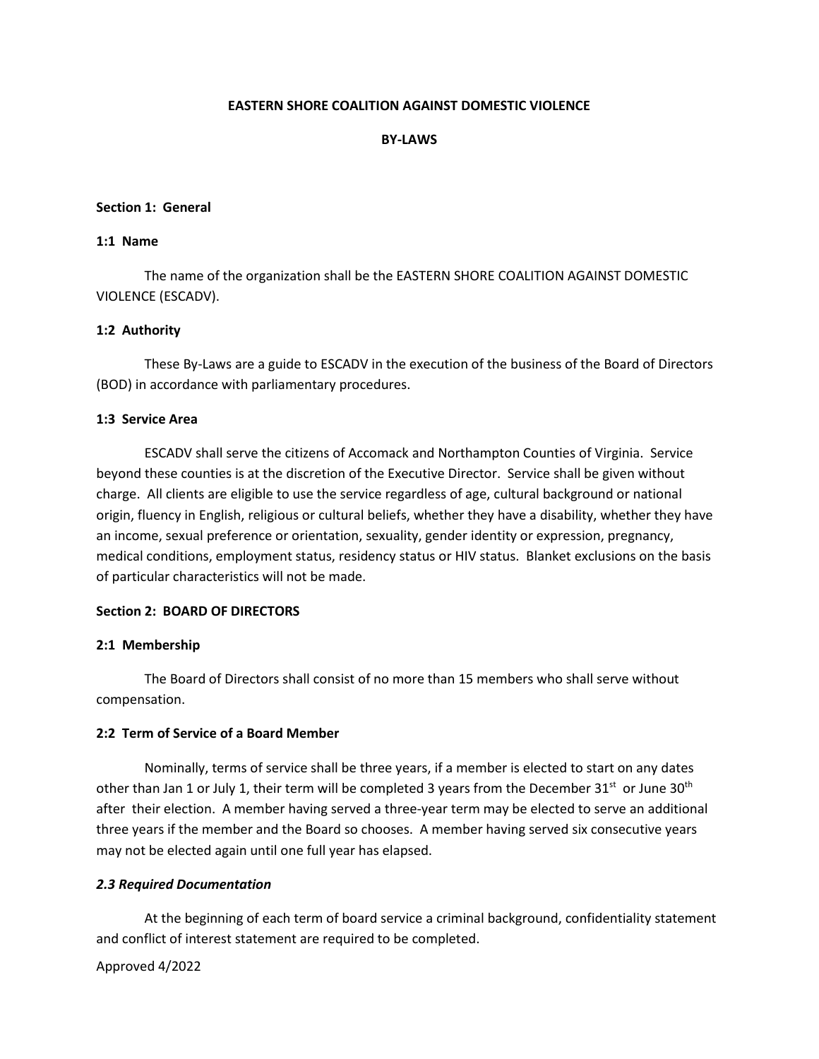**EASTERN SHORE COALITION AGAINST DOMESTIC VIOLENCE**

**BY-LAWS**

## Section 1: General

### 1:1 Name

The name of the organization shall be the EASTERN SHORE COALITION AGAINST DOMESTIC VIOLENCE (ESCADV).

### 1:2 Authority

These By-Laws are a guide to ESCADV in the execution of the business of the Board of Directors (BOD) in accordance with parliamentary procedures.

### 1:3 Service Area

ESCADV shall serve the citizens of Accomack and Northampton Counties of Virginia. Service beyond these counties is at the discretion of the Executive Director. Service shall be given without charge. All clients are eligible to use the service regardless of age, cultural background or national origin, fluency in English, religious or cultural beliefs, whether they have a disability, whether they have an income, sexual preference or orientation, sexuality, gender identity or expression, pregnancy, medical conditions, employment status, residency status or HIV status. Blanket exclusions on the basis of particular characteristics will not be made.

## Section 2: BOARD OF DIRECTORS

### 2:1 Membership

The Board of Directors shall consist of no more than 15 members who shall serve without compensation.

### 2:2 Term of Service of a Board Member

Nominally, terms of service shall be three years, if a member is elected to start on any dates other than Jan 1 or July 1, their term will be completed 3 years from the December 31st or June 30th after their election. A member having served a three-year term may be elected to serve an additional three years if the member and the Board so chooses. A member having served six consecutive years may not be elected again until one full year has elapsed.

### *2.3 Required Documentation*

At the beginning of each term of board service a criminal background, confidentiality statement and conflict of interest statement are required to be completed.

Approved 4/2022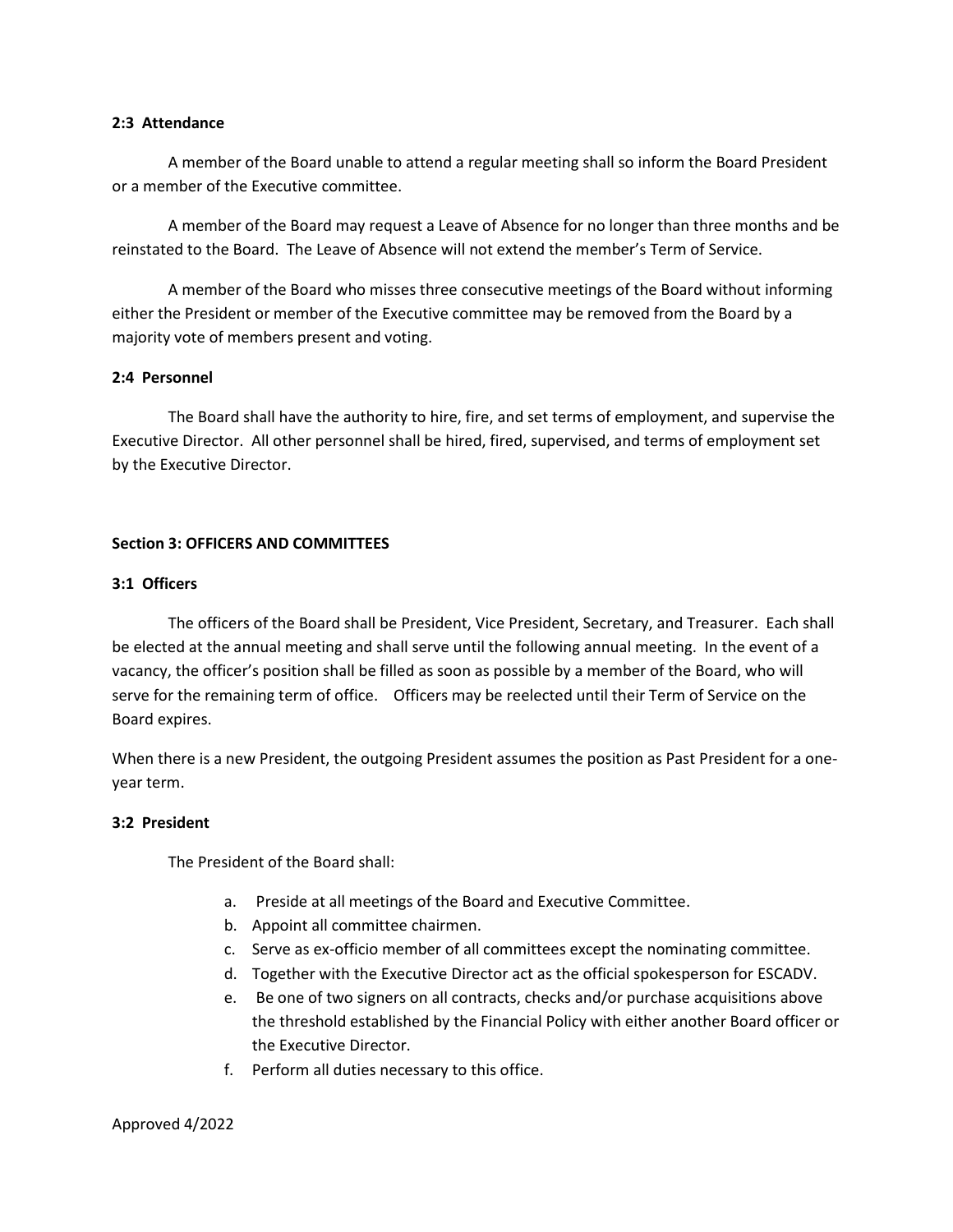### 2:3 Attendance

A member of the Board unable to attend a regular meeting shall so inform the Board President or a member of the Executive committee.

A member of the Board may request a Leave of Absence for no longer than three months and be reinstated to the Board. The Leave of Absence will not extend the member's Term of Service.

A member of the Board who misses three consecutive meetings of the Board without informing either the President or member of the Executive committee may be removed from the Board by a majority vote of members present and voting.

### 2:4 Personnel

The Board shall have the authority to hire, fire, and set terms of employment, and supervise the Executive Director. All other personnel shall be hired, fired, supervised, and terms of employment set by the Executive Director.

## Section 3: OFFICERS AND COMMITTEES

### 3:1 Officers

The officers of the Board shall be President, Vice President, Secretary, and Treasurer. Each shall be elected at the annual meeting and shall serve until the following annual meeting. In the event of a vacancy, the officer's position shall be filled as soon as possible by a member of the Board, who will serve for the remaining term of office. Officers may be reelected until their Term of Service on the Board expires.

When there is a new President, the outgoing President assumes the position as Past President for a one-year term.

### 3:2 President

The President of the Board shall:

a. Preside at all meetings of the Board and Executive Committee.
b. Appoint all committee chairmen.
c. Serve as ex-officio member of all committees except the nominating committee.
d. Together with the Executive Director act as the official spokesperson for ESCADV.
e. Be one of two signers on all contracts, checks and/or purchase acquisitions above the threshold established by the Financial Policy with either another Board officer or the Executive Director.
f. Perform all duties necessary to this office.

Approved 4/2022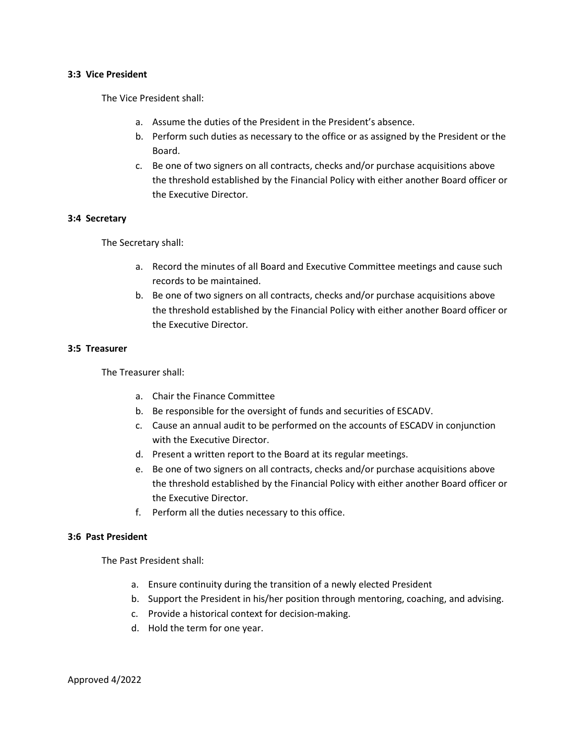**3:3 Vice President**

The Vice President shall:

a. Assume the duties of the President in the President's absence.
b. Perform such duties as necessary to the office or as assigned by the President or the Board.
c. Be one of two signers on all contracts, checks and/or purchase acquisitions above the threshold established by the Financial Policy with either another Board officer or the Executive Director.

**3:4 Secretary**

The Secretary shall:

a. Record the minutes of all Board and Executive Committee meetings and cause such records to be maintained.
b. Be one of two signers on all contracts, checks and/or purchase acquisitions above the threshold established by the Financial Policy with either another Board officer or the Executive Director.

**3:5 Treasurer**

The Treasurer shall:

a. Chair the Finance Committee
b. Be responsible for the oversight of funds and securities of ESCADV.
c. Cause an annual audit to be performed on the accounts of ESCADV in conjunction with the Executive Director.
d. Present a written report to the Board at its regular meetings.
e. Be one of two signers on all contracts, checks and/or purchase acquisitions above the threshold established by the Financial Policy with either another Board officer or the Executive Director.
f. Perform all the duties necessary to this office.

**3:6 Past President**

The Past President shall:

a. Ensure continuity during the transition of a newly elected President
b. Support the President in his/her position through mentoring, coaching, and advising.
c. Provide a historical context for decision-making.
d. Hold the term for one year.

Approved 4/2022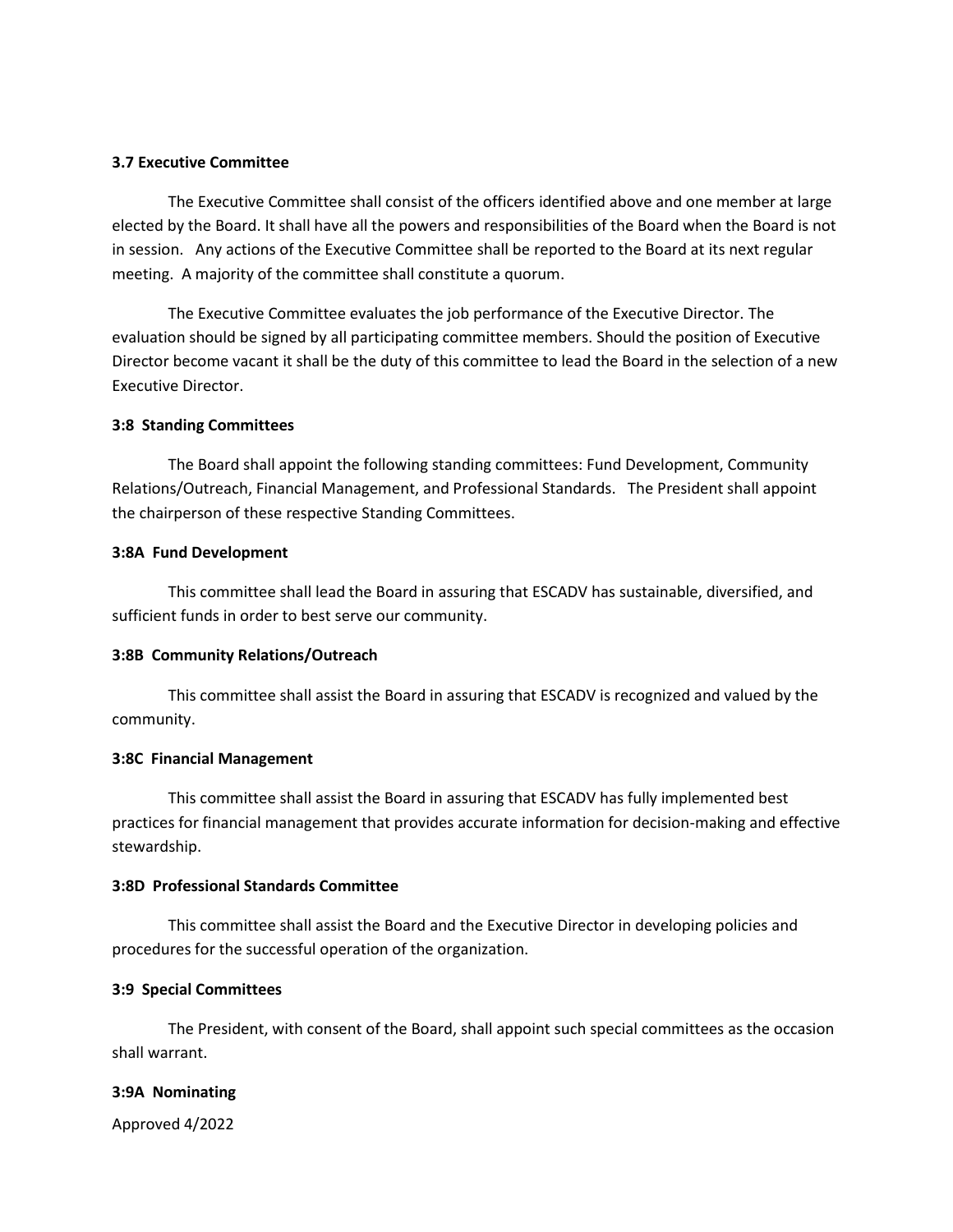**3.7 Executive Committee**

The Executive Committee shall consist of the officers identified above and one member at large elected by the Board. It shall have all the powers and responsibilities of the Board when the Board is not in session. Any actions of the Executive Committee shall be reported to the Board at its next regular meeting. A majority of the committee shall constitute a quorum.

The Executive Committee evaluates the job performance of the Executive Director. The evaluation should be signed by all participating committee members. Should the position of Executive Director become vacant it shall be the duty of this committee to lead the Board in the selection of a new Executive Director.

**3:8 Standing Committees**

The Board shall appoint the following standing committees: Fund Development, Community Relations/Outreach, Financial Management, and Professional Standards. The President shall appoint the chairperson of these respective Standing Committees.

**3:8A Fund Development**

This committee shall lead the Board in assuring that ESCADV has sustainable, diversified, and sufficient funds in order to best serve our community.

**3:8B Community Relations/Outreach**

This committee shall assist the Board in assuring that ESCADV is recognized and valued by the community.

**3:8C Financial Management**

This committee shall assist the Board in assuring that ESCADV has fully implemented best practices for financial management that provides accurate information for decision-making and effective stewardship.

**3:8D Professional Standards Committee**

This committee shall assist the Board and the Executive Director in developing policies and procedures for the successful operation of the organization.

**3:9 Special Committees**

The President, with consent of the Board, shall appoint such special committees as the occasion shall warrant.

**3:9A Nominating**

Approved 4/2022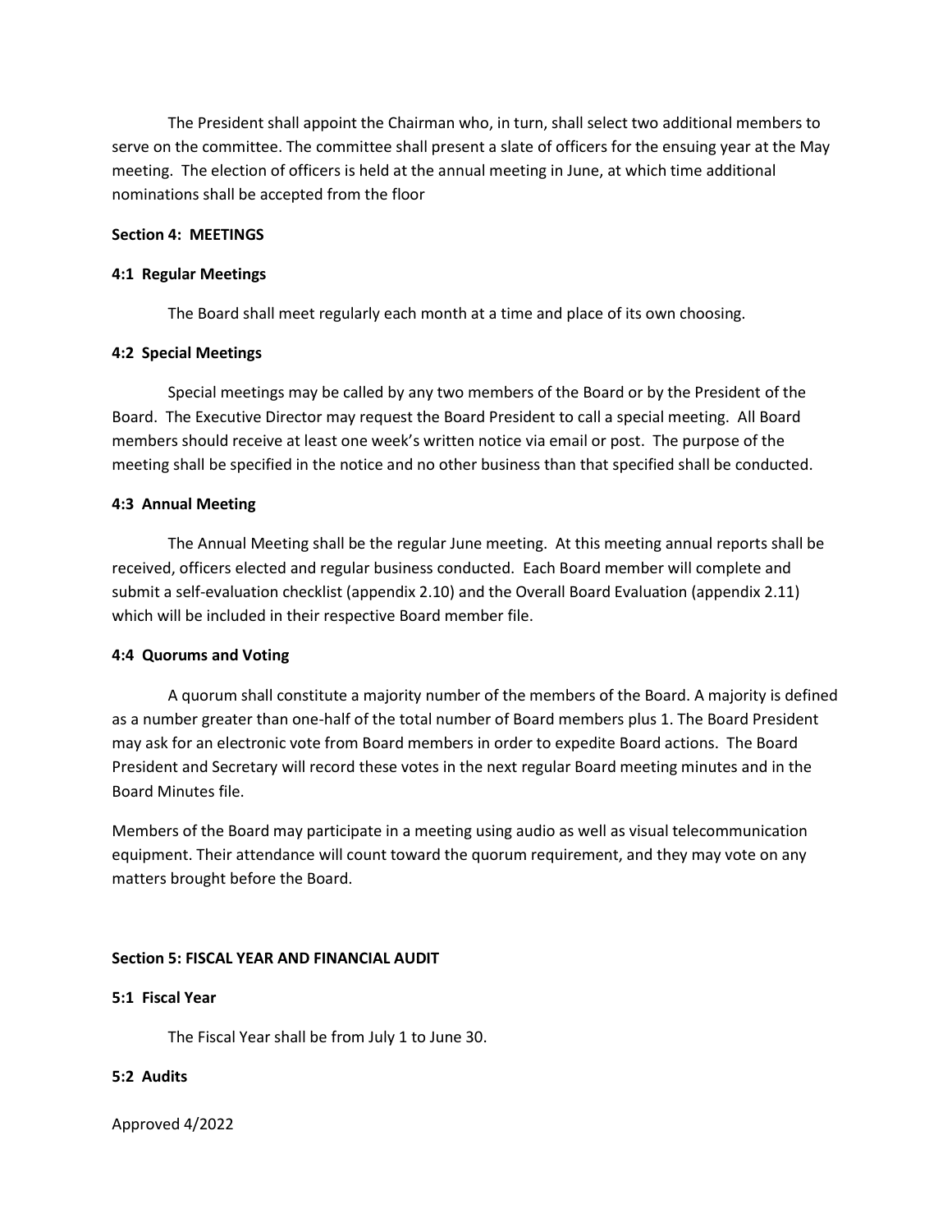The President shall appoint the Chairman who, in turn, shall select two additional members to serve on the committee. The committee shall present a slate of officers for the ensuing year at the May meeting. The election of officers is held at the annual meeting in June, at which time additional nominations shall be accepted from the floor

**Section 4: MEETINGS**

**4:1 Regular Meetings**

The Board shall meet regularly each month at a time and place of its own choosing.

**4:2 Special Meetings**

Special meetings may be called by any two members of the Board or by the President of the Board. The Executive Director may request the Board President to call a special meeting. All Board members should receive at least one week's written notice via email or post. The purpose of the meeting shall be specified in the notice and no other business than that specified shall be conducted.

**4:3 Annual Meeting**

The Annual Meeting shall be the regular June meeting. At this meeting annual reports shall be received, officers elected and regular business conducted. Each Board member will complete and submit a self-evaluation checklist (appendix 2.10) and the Overall Board Evaluation (appendix 2.11) which will be included in their respective Board member file.

**4:4 Quorums and Voting**

A quorum shall constitute a majority number of the members of the Board. A majority is defined as a number greater than one-half of the total number of Board members plus 1. The Board President may ask for an electronic vote from Board members in order to expedite Board actions. The Board President and Secretary will record these votes in the next regular Board meeting minutes and in the Board Minutes file.

Members of the Board may participate in a meeting using audio as well as visual telecommunication equipment. Their attendance will count toward the quorum requirement, and they may vote on any matters brought before the Board.

**Section 5: FISCAL YEAR AND FINANCIAL AUDIT**

**5:1 Fiscal Year**

The Fiscal Year shall be from July 1 to June 30.

**5:2 Audits**

Approved 4/2022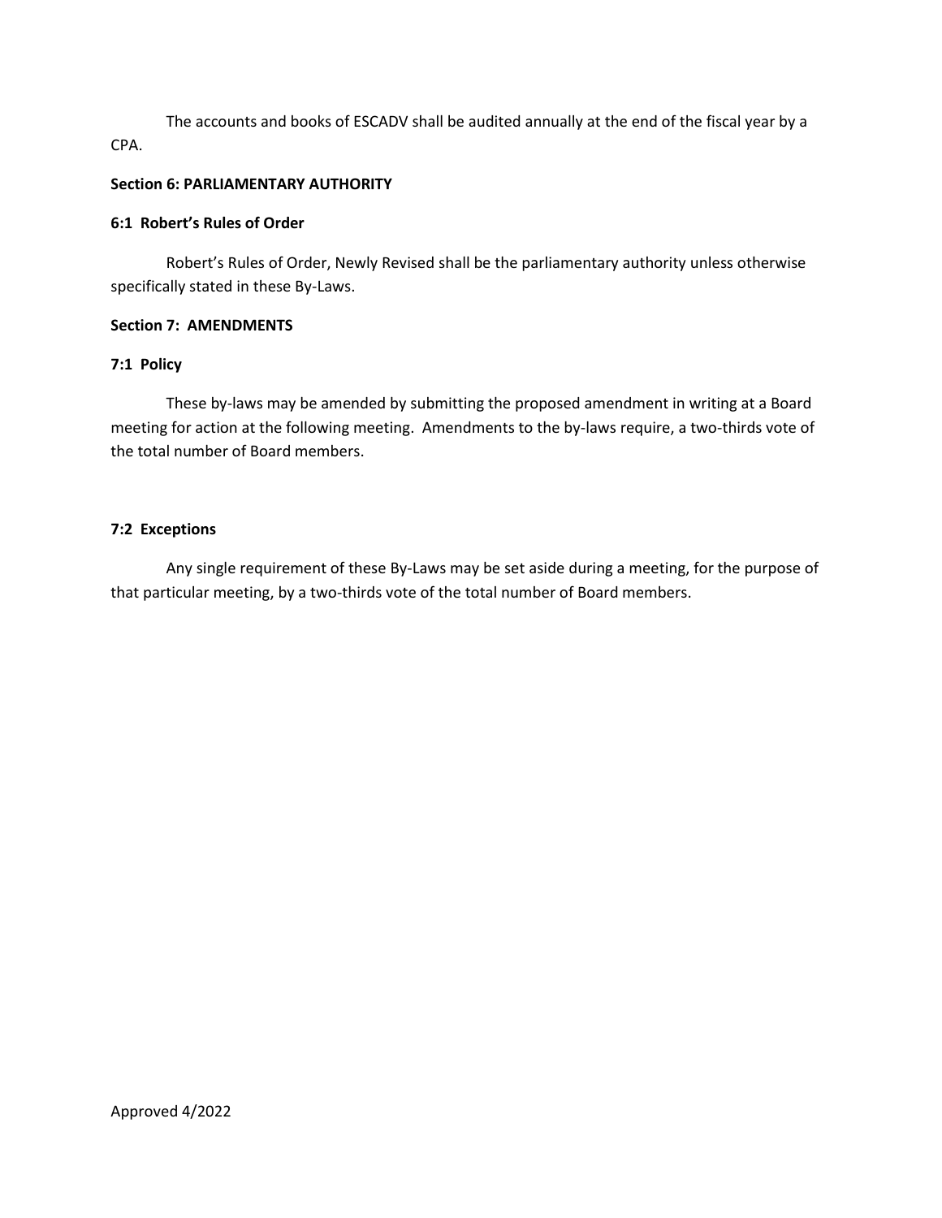The accounts and books of ESCADV shall be audited annually at the end of the fiscal year by a CPA.

**Section 6: PARLIAMENTARY AUTHORITY**

**6:1 Robert's Rules of Order**

Robert's Rules of Order, Newly Revised shall be the parliamentary authority unless otherwise specifically stated in these By-Laws.

**Section 7: AMENDMENTS**

**7:1 Policy**

These by-laws may be amended by submitting the proposed amendment in writing at a Board meeting for action at the following meeting. Amendments to the by-laws require, a two-thirds vote of the total number of Board members.

**7:2 Exceptions**

Any single requirement of these By-Laws may be set aside during a meeting, for the purpose of that particular meeting, by a two-thirds vote of the total number of Board members.

Approved 4/2022